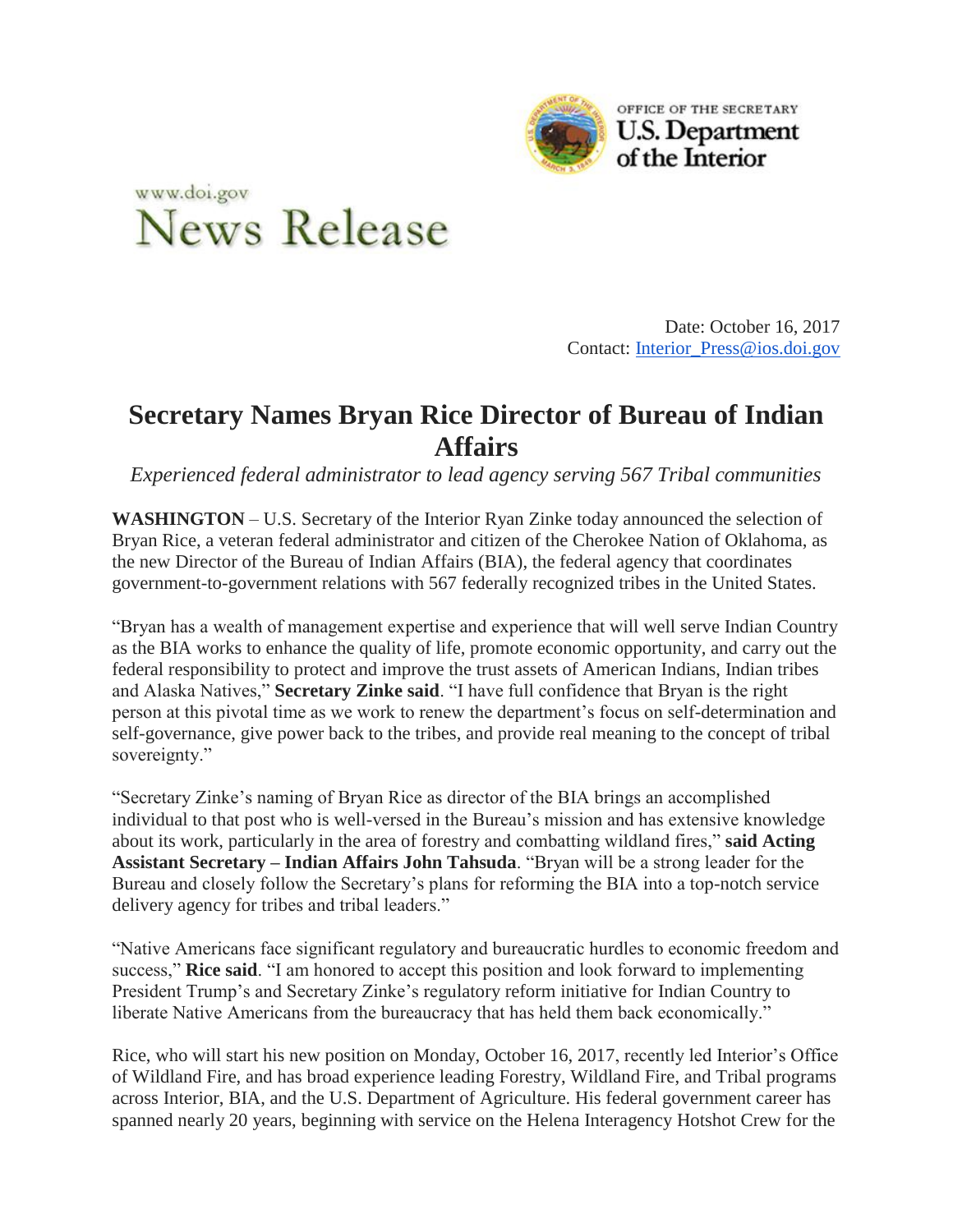OFFICE OF THE SECRETARY
**U.S. Department of the Interior**

www.doi.gov
# News Release

Date: October 16, 2017
Contact: Interior_Press@ios.doi.gov

## Secretary Names Bryan Rice Director of Bureau of Indian Affairs

*Experienced federal administrator to lead agency serving 567 Tribal communities*

**WASHINGTON** – U.S. Secretary of the Interior Ryan Zinke today announced the selection of Bryan Rice, a veteran federal administrator and citizen of the Cherokee Nation of Oklahoma, as the new Director of the Bureau of Indian Affairs (BIA), the federal agency that coordinates government-to-government relations with 567 federally recognized tribes in the United States.

"Bryan has a wealth of management expertise and experience that will well serve Indian Country as the BIA works to enhance the quality of life, promote economic opportunity, and carry out the federal responsibility to protect and improve the trust assets of American Indians, Indian tribes and Alaska Natives," **Secretary Zinke said**. "I have full confidence that Bryan is the right person at this pivotal time as we work to renew the department's focus on self-determination and self-governance, give power back to the tribes, and provide real meaning to the concept of tribal sovereignty."

"Secretary Zinke's naming of Bryan Rice as director of the BIA brings an accomplished individual to that post who is well-versed in the Bureau's mission and has extensive knowledge about its work, particularly in the area of forestry and combatting wildland fires," **said Acting Assistant Secretary – Indian Affairs John Tahsuda**. "Bryan will be a strong leader for the Bureau and closely follow the Secretary's plans for reforming the BIA into a top-notch service delivery agency for tribes and tribal leaders."

"Native Americans face significant regulatory and bureaucratic hurdles to economic freedom and success," **Rice said**. "I am honored to accept this position and look forward to implementing President Trump's and Secretary Zinke's regulatory reform initiative for Indian Country to liberate Native Americans from the bureaucracy that has held them back economically."

Rice, who will start his new position on Monday, October 16, 2017, recently led Interior's Office of Wildland Fire, and has broad experience leading Forestry, Wildland Fire, and Tribal programs across Interior, BIA, and the U.S. Department of Agriculture. His federal government career has spanned nearly 20 years, beginning with service on the Helena Interagency Hotshot Crew for the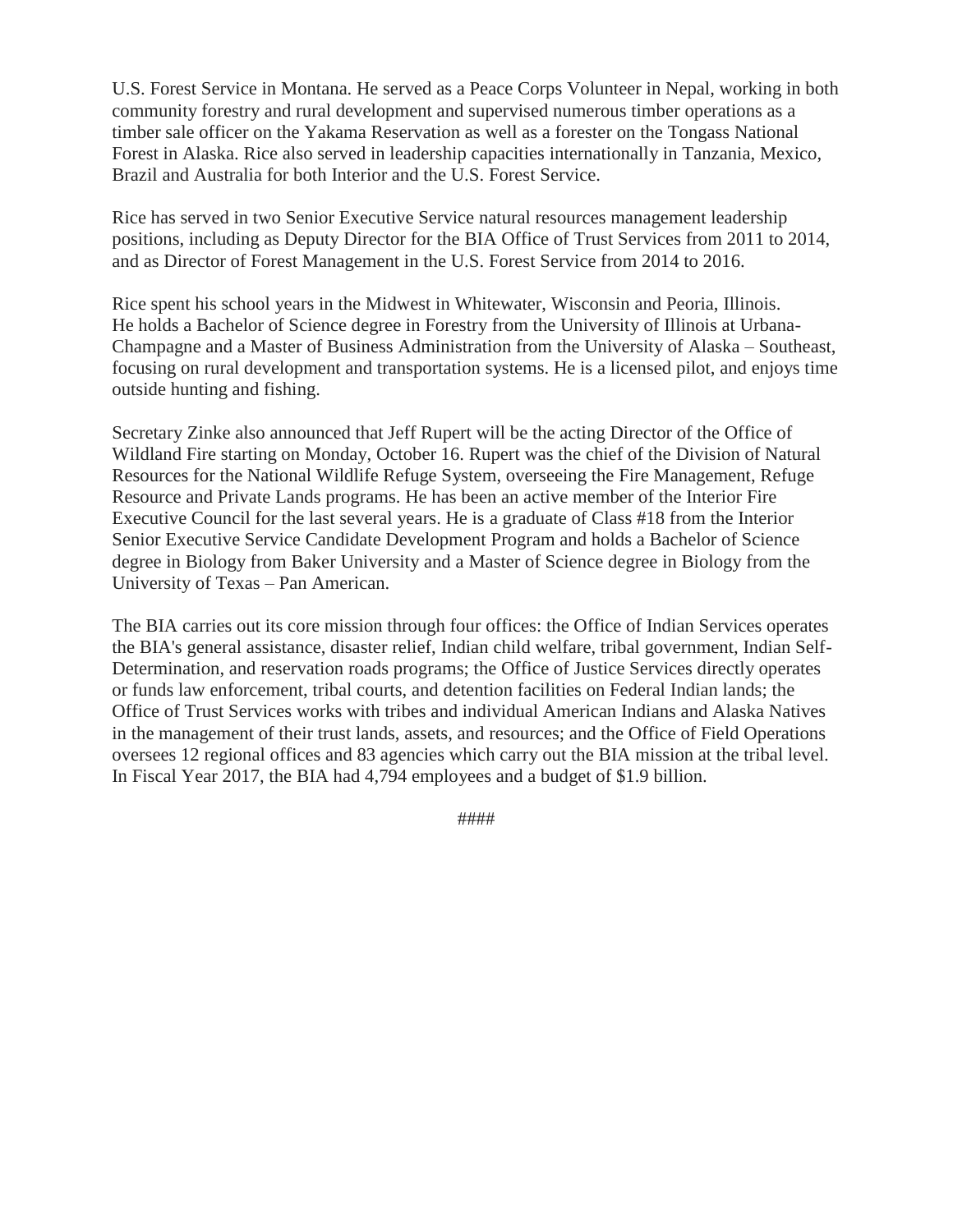U.S. Forest Service in Montana. He served as a Peace Corps Volunteer in Nepal, working in both community forestry and rural development and supervised numerous timber operations as a timber sale officer on the Yakama Reservation as well as a forester on the Tongass National Forest in Alaska. Rice also served in leadership capacities internationally in Tanzania, Mexico, Brazil and Australia for both Interior and the U.S. Forest Service.

Rice has served in two Senior Executive Service natural resources management leadership positions, including as Deputy Director for the BIA Office of Trust Services from 2011 to 2014, and as Director of Forest Management in the U.S. Forest Service from 2014 to 2016.

Rice spent his school years in the Midwest in Whitewater, Wisconsin and Peoria, Illinois. He holds a Bachelor of Science degree in Forestry from the University of Illinois at Urbana-Champagne and a Master of Business Administration from the University of Alaska – Southeast, focusing on rural development and transportation systems. He is a licensed pilot, and enjoys time outside hunting and fishing.

Secretary Zinke also announced that Jeff Rupert will be the acting Director of the Office of Wildland Fire starting on Monday, October 16. Rupert was the chief of the Division of Natural Resources for the National Wildlife Refuge System, overseeing the Fire Management, Refuge Resource and Private Lands programs. He has been an active member of the Interior Fire Executive Council for the last several years. He is a graduate of Class #18 from the Interior Senior Executive Service Candidate Development Program and holds a Bachelor of Science degree in Biology from Baker University and a Master of Science degree in Biology from the University of Texas – Pan American.

The BIA carries out its core mission through four offices: the Office of Indian Services operates the BIA's general assistance, disaster relief, Indian child welfare, tribal government, Indian Self-Determination, and reservation roads programs; the Office of Justice Services directly operates or funds law enforcement, tribal courts, and detention facilities on Federal Indian lands; the Office of Trust Services works with tribes and individual American Indians and Alaska Natives in the management of their trust lands, assets, and resources; and the Office of Field Operations oversees 12 regional offices and 83 agencies which carry out the BIA mission at the tribal level. In Fiscal Year 2017, the BIA had 4,794 employees and a budget of $1.9 billion.

####